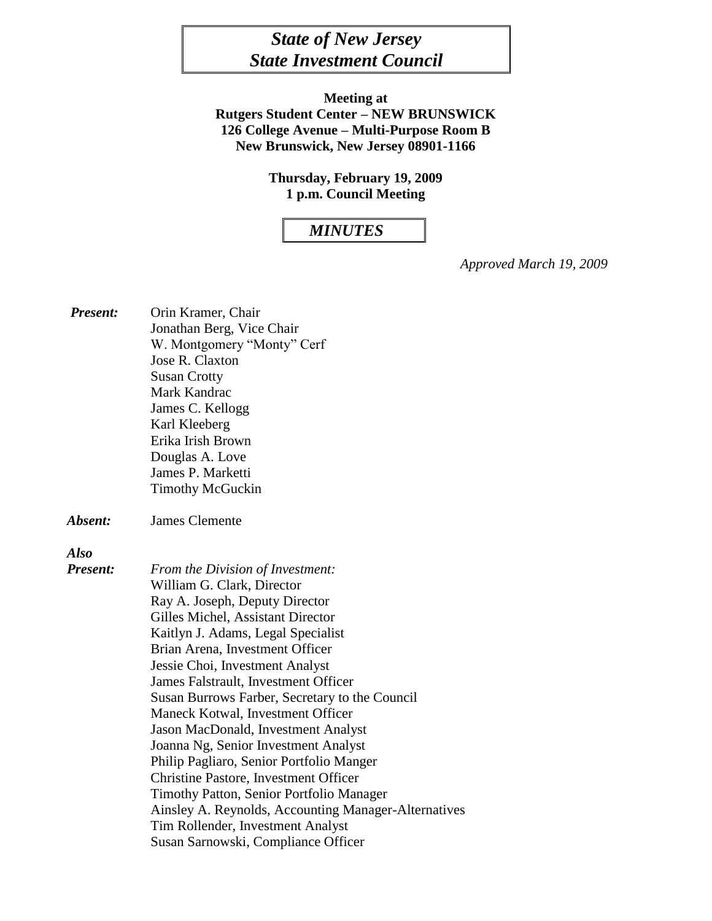# *State of New Jersey*
# *State Investment Council*

**Meeting at**
**Rutgers Student Center – NEW BRUNSWICK**
**126 College Avenue – Multi-Purpose Room B**
**New Brunswick, New Jersey 08901-1166**

**Thursday, February 19, 2009**
**1 p.m. Council Meeting**

## *MINUTES*

*Approved March 19, 2009*

***Present:***
Orin Kramer, Chair
Jonathan Berg, Vice Chair
W. Montgomery "Monty" Cerf
Jose R. Claxton
Susan Crotty
Mark Kandrac
James C. Kellogg
Karl Kleeberg
Erika Irish Brown
Douglas A. Love
James P. Marketti
Timothy McGuckin

***Absent:*** James Clemente

***Also Present:***
*From the Division of Investment:*
William G. Clark, Director
Ray A. Joseph, Deputy Director
Gilles Michel, Assistant Director
Kaitlyn J. Adams, Legal Specialist
Brian Arena, Investment Officer
Jessie Choi, Investment Analyst
James Falstrault, Investment Officer
Susan Burrows Farber, Secretary to the Council
Maneck Kotwal, Investment Officer
Jason MacDonald, Investment Analyst
Joanna Ng, Senior Investment Analyst
Philip Pagliaro, Senior Portfolio Manger
Christine Pastore, Investment Officer
Timothy Patton, Senior Portfolio Manager
Ainsley A. Reynolds, Accounting Manager-Alternatives
Tim Rollender, Investment Analyst
Susan Sarnowski, Compliance Officer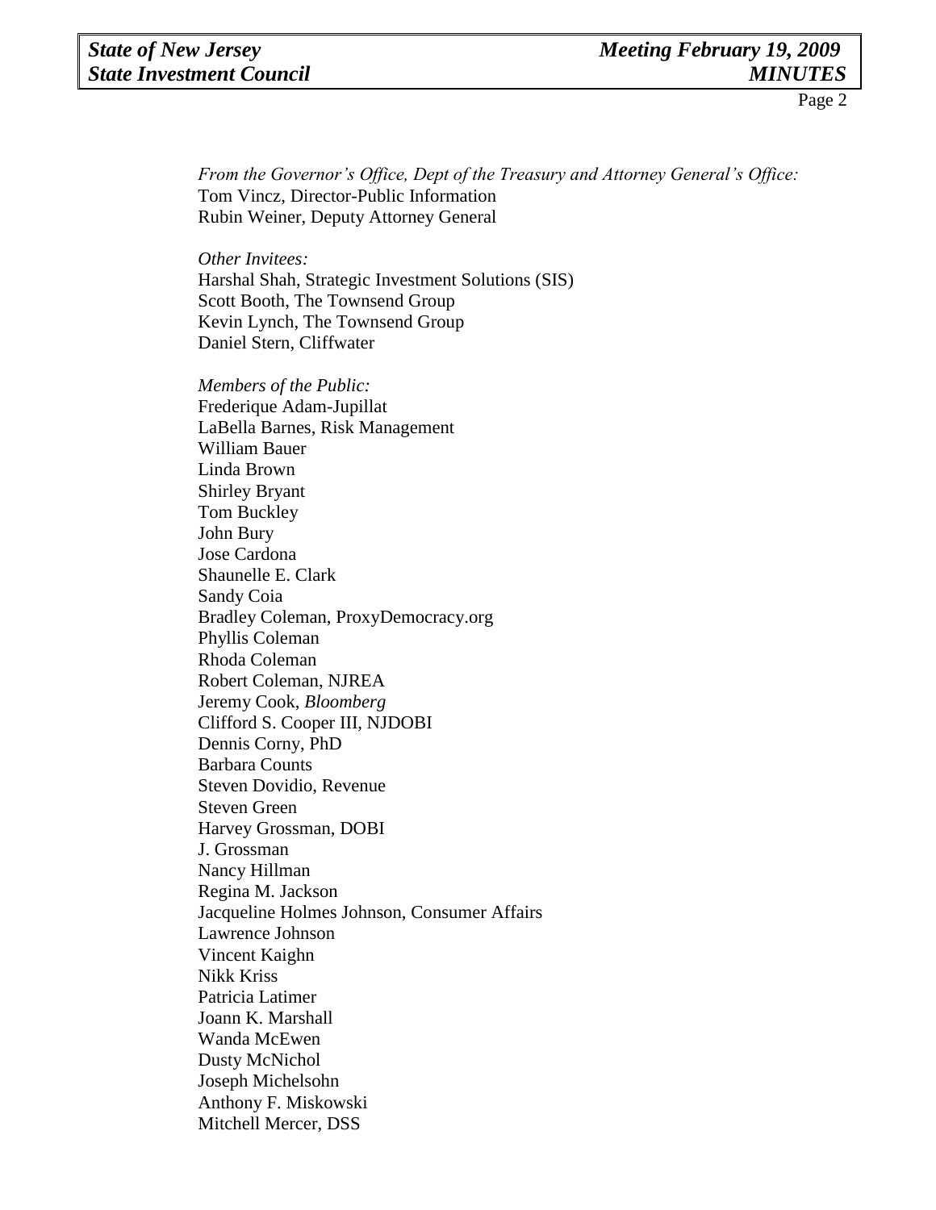*From the Governor's Office, Dept of the Treasury and Attorney General's Office:*
Tom Vincz, Director-Public Information
Rubin Weiner, Deputy Attorney General

*Other Invitees:*
Harshal Shah, Strategic Investment Solutions (SIS)
Scott Booth, The Townsend Group
Kevin Lynch, The Townsend Group
Daniel Stern, Cliffwater

*Members of the Public:*
Frederique Adam-Jupillat
LaBella Barnes, Risk Management
William Bauer
Linda Brown
Shirley Bryant
Tom Buckley
John Bury
Jose Cardona
Shaunelle E. Clark
Sandy Coia
Bradley Coleman, ProxyDemocracy.org
Phyllis Coleman
Rhoda Coleman
Robert Coleman, NJREA
Jeremy Cook, *Bloomberg*
Clifford S. Cooper III, NJDOBI
Dennis Corny, PhD
Barbara Counts
Steven Dovidio, Revenue
Steven Green
Harvey Grossman, DOBI
J. Grossman
Nancy Hillman
Regina M. Jackson
Jacqueline Holmes Johnson, Consumer Affairs
Lawrence Johnson
Vincent Kaighn
Nikk Kriss
Patricia Latimer
Joann K. Marshall
Wanda McEwen
Dusty McNichol
Joseph Michelsohn
Anthony F. Miskowski
Mitchell Mercer, DSS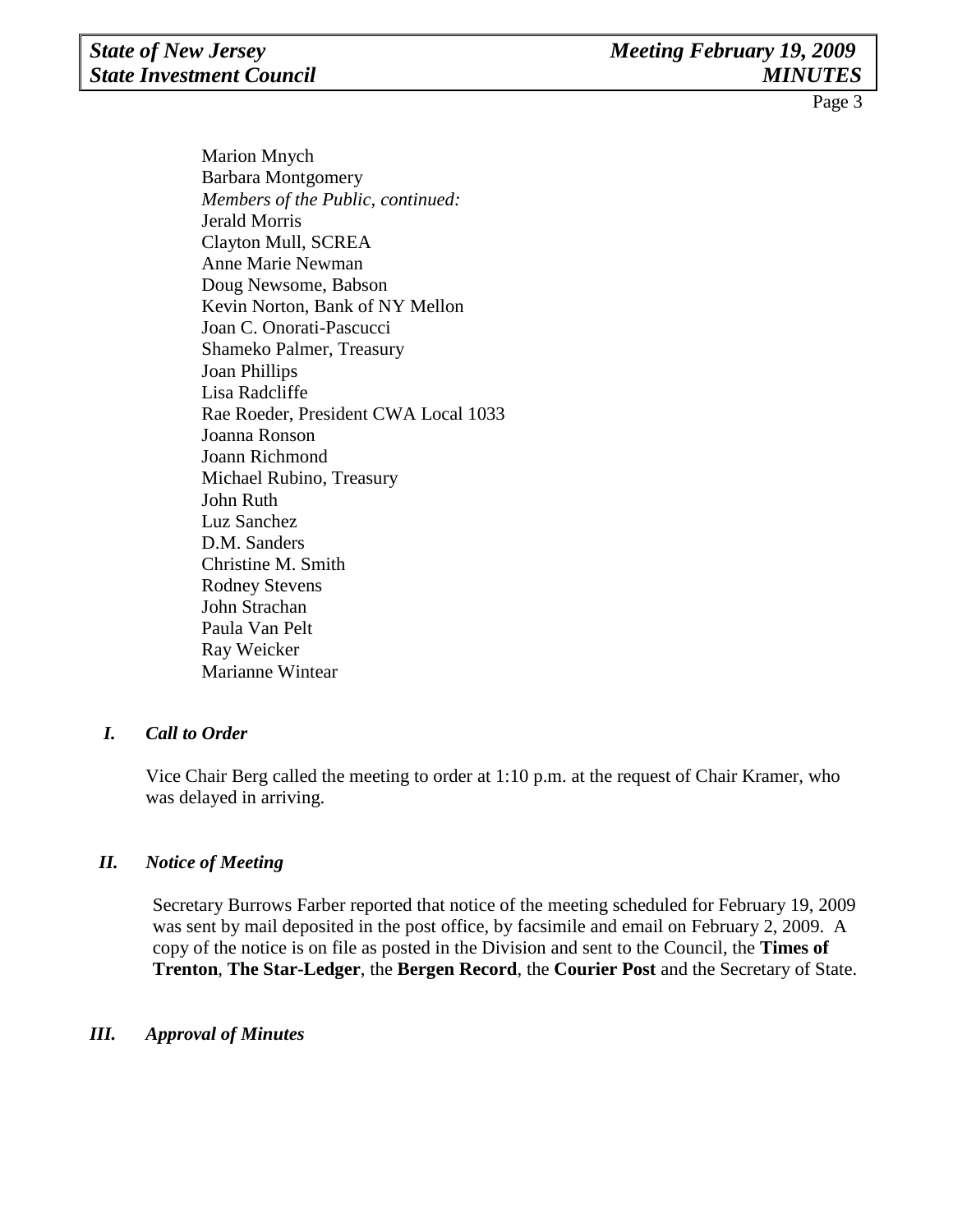Marion Mnych
Barbara Montgomery
*Members of the Public, continued:*
Jerald Morris
Clayton Mull, SCREA
Anne Marie Newman
Doug Newsome, Babson
Kevin Norton, Bank of NY Mellon
Joan C. Onorati-Pascucci
Shameko Palmer, Treasury
Joan Phillips
Lisa Radcliffe
Rae Roeder, President CWA Local 1033
Joanna Ronson
Joann Richmond
Michael Rubino, Treasury
John Ruth
Luz Sanchez
D.M. Sanders
Christine M. Smith
Rodney Stevens
John Strachan
Paula Van Pelt
Ray Weicker
Marianne Wintear

## *I. Call to Order*

Vice Chair Berg called the meeting to order at 1:10 p.m. at the request of Chair Kramer, who was delayed in arriving.

## *II. Notice of Meeting*

Secretary Burrows Farber reported that notice of the meeting scheduled for February 19, 2009 was sent by mail deposited in the post office, by facsimile and email on February 2, 2009. A copy of the notice is on file as posted in the Division and sent to the Council, the **Times of Trenton**, **The Star-Ledger**, the **Bergen Record**, the **Courier Post** and the Secretary of State.

## *III. Approval of Minutes*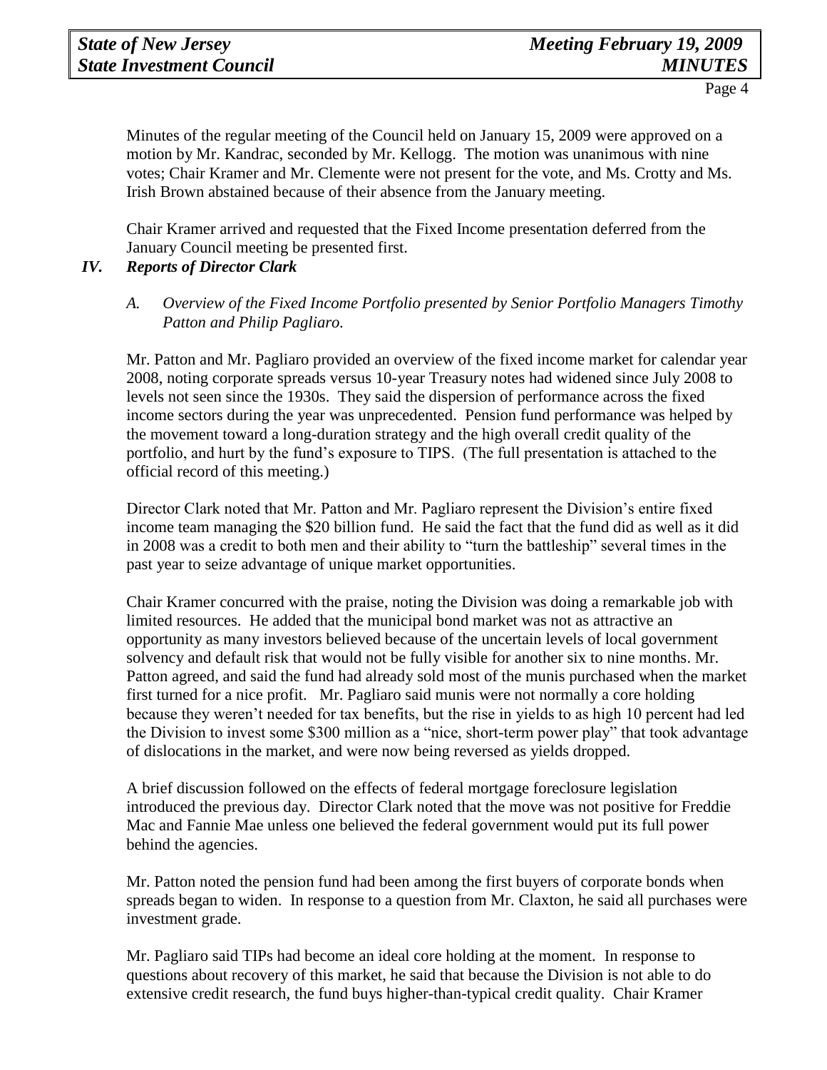Minutes of the regular meeting of the Council held on January 15, 2009 were approved on a motion by Mr. Kandrac, seconded by Mr. Kellogg. The motion was unanimous with nine votes; Chair Kramer and Mr. Clemente were not present for the vote, and Ms. Crotty and Ms. Irish Brown abstained because of their absence from the January meeting.

Chair Kramer arrived and requested that the Fixed Income presentation deferred from the January Council meeting be presented first.

## *IV. Reports of Director Clark*

*A. Overview of the Fixed Income Portfolio presented by Senior Portfolio Managers Timothy Patton and Philip Pagliaro.*

Mr. Patton and Mr. Pagliaro provided an overview of the fixed income market for calendar year 2008, noting corporate spreads versus 10-year Treasury notes had widened since July 2008 to levels not seen since the 1930s. They said the dispersion of performance across the fixed income sectors during the year was unprecedented. Pension fund performance was helped by the movement toward a long-duration strategy and the high overall credit quality of the portfolio, and hurt by the fund's exposure to TIPS. (The full presentation is attached to the official record of this meeting.)

Director Clark noted that Mr. Patton and Mr. Pagliaro represent the Division's entire fixed income team managing the $20 billion fund. He said the fact that the fund did as well as it did in 2008 was a credit to both men and their ability to "turn the battleship" several times in the past year to seize advantage of unique market opportunities.

Chair Kramer concurred with the praise, noting the Division was doing a remarkable job with limited resources. He added that the municipal bond market was not as attractive an opportunity as many investors believed because of the uncertain levels of local government solvency and default risk that would not be fully visible for another six to nine months. Mr. Patton agreed, and said the fund had already sold most of the munis purchased when the market first turned for a nice profit. Mr. Pagliaro said munis were not normally a core holding because they weren't needed for tax benefits, but the rise in yields to as high 10 percent had led the Division to invest some $300 million as a "nice, short-term power play" that took advantage of dislocations in the market, and were now being reversed as yields dropped.

A brief discussion followed on the effects of federal mortgage foreclosure legislation introduced the previous day. Director Clark noted that the move was not positive for Freddie Mac and Fannie Mae unless one believed the federal government would put its full power behind the agencies.

Mr. Patton noted the pension fund had been among the first buyers of corporate bonds when spreads began to widen. In response to a question from Mr. Claxton, he said all purchases were investment grade.

Mr. Pagliaro said TIPs had become an ideal core holding at the moment. In response to questions about recovery of this market, he said that because the Division is not able to do extensive credit research, the fund buys higher-than-typical credit quality. Chair Kramer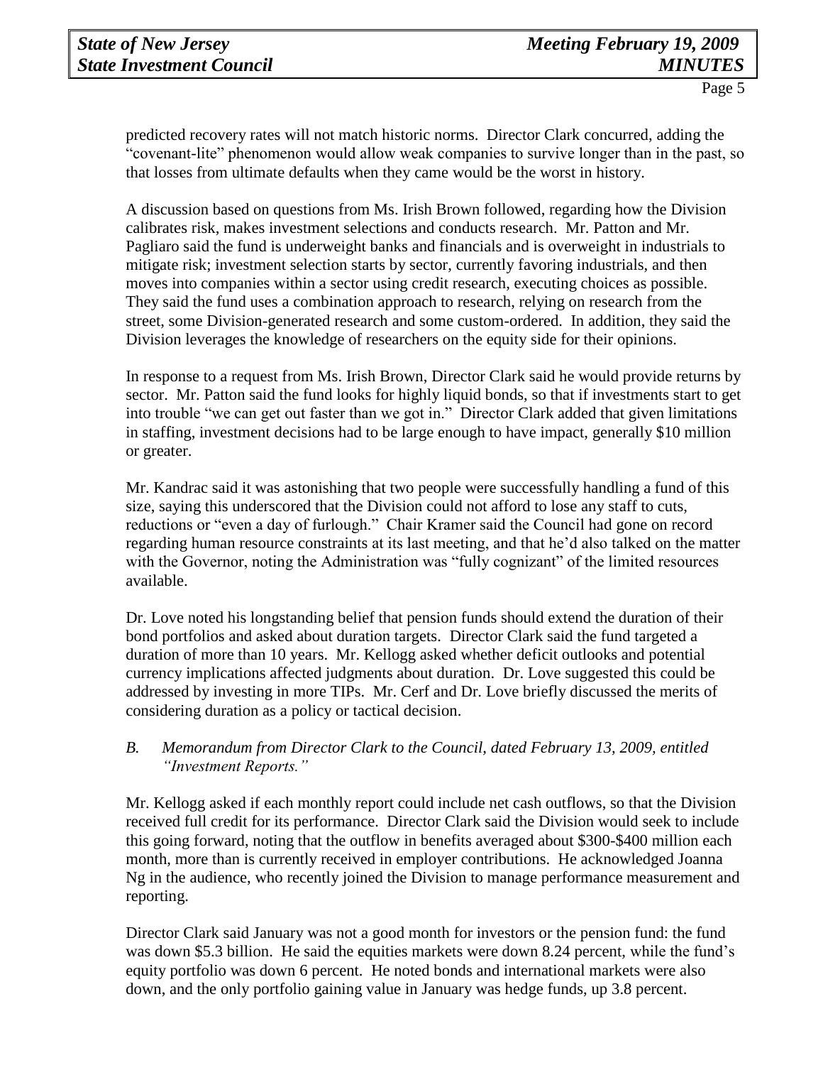predicted recovery rates will not match historic norms. Director Clark concurred, adding the "covenant-lite" phenomenon would allow weak companies to survive longer than in the past, so that losses from ultimate defaults when they came would be the worst in history.

A discussion based on questions from Ms. Irish Brown followed, regarding how the Division calibrates risk, makes investment selections and conducts research. Mr. Patton and Mr. Pagliaro said the fund is underweight banks and financials and is overweight in industrials to mitigate risk; investment selection starts by sector, currently favoring industrials, and then moves into companies within a sector using credit research, executing choices as possible. They said the fund uses a combination approach to research, relying on research from the street, some Division-generated research and some custom-ordered. In addition, they said the Division leverages the knowledge of researchers on the equity side for their opinions.

In response to a request from Ms. Irish Brown, Director Clark said he would provide returns by sector. Mr. Patton said the fund looks for highly liquid bonds, so that if investments start to get into trouble "we can get out faster than we got in." Director Clark added that given limitations in staffing, investment decisions had to be large enough to have impact, generally $10 million or greater.

Mr. Kandrac said it was astonishing that two people were successfully handling a fund of this size, saying this underscored that the Division could not afford to lose any staff to cuts, reductions or "even a day of furlough." Chair Kramer said the Council had gone on record regarding human resource constraints at its last meeting, and that he'd also talked on the matter with the Governor, noting the Administration was "fully cognizant" of the limited resources available.

Dr. Love noted his longstanding belief that pension funds should extend the duration of their bond portfolios and asked about duration targets. Director Clark said the fund targeted a duration of more than 10 years. Mr. Kellogg asked whether deficit outlooks and potential currency implications affected judgments about duration. Dr. Love suggested this could be addressed by investing in more TIPs. Mr. Cerf and Dr. Love briefly discussed the merits of considering duration as a policy or tactical decision.

*B. Memorandum from Director Clark to the Council, dated February 13, 2009, entitled "Investment Reports."*

Mr. Kellogg asked if each monthly report could include net cash outflows, so that the Division received full credit for its performance. Director Clark said the Division would seek to include this going forward, noting that the outflow in benefits averaged about $300-$400 million each month, more than is currently received in employer contributions. He acknowledged Joanna Ng in the audience, who recently joined the Division to manage performance measurement and reporting.

Director Clark said January was not a good month for investors or the pension fund: the fund was down $5.3 billion. He said the equities markets were down 8.24 percent, while the fund's equity portfolio was down 6 percent. He noted bonds and international markets were also down, and the only portfolio gaining value in January was hedge funds, up 3.8 percent.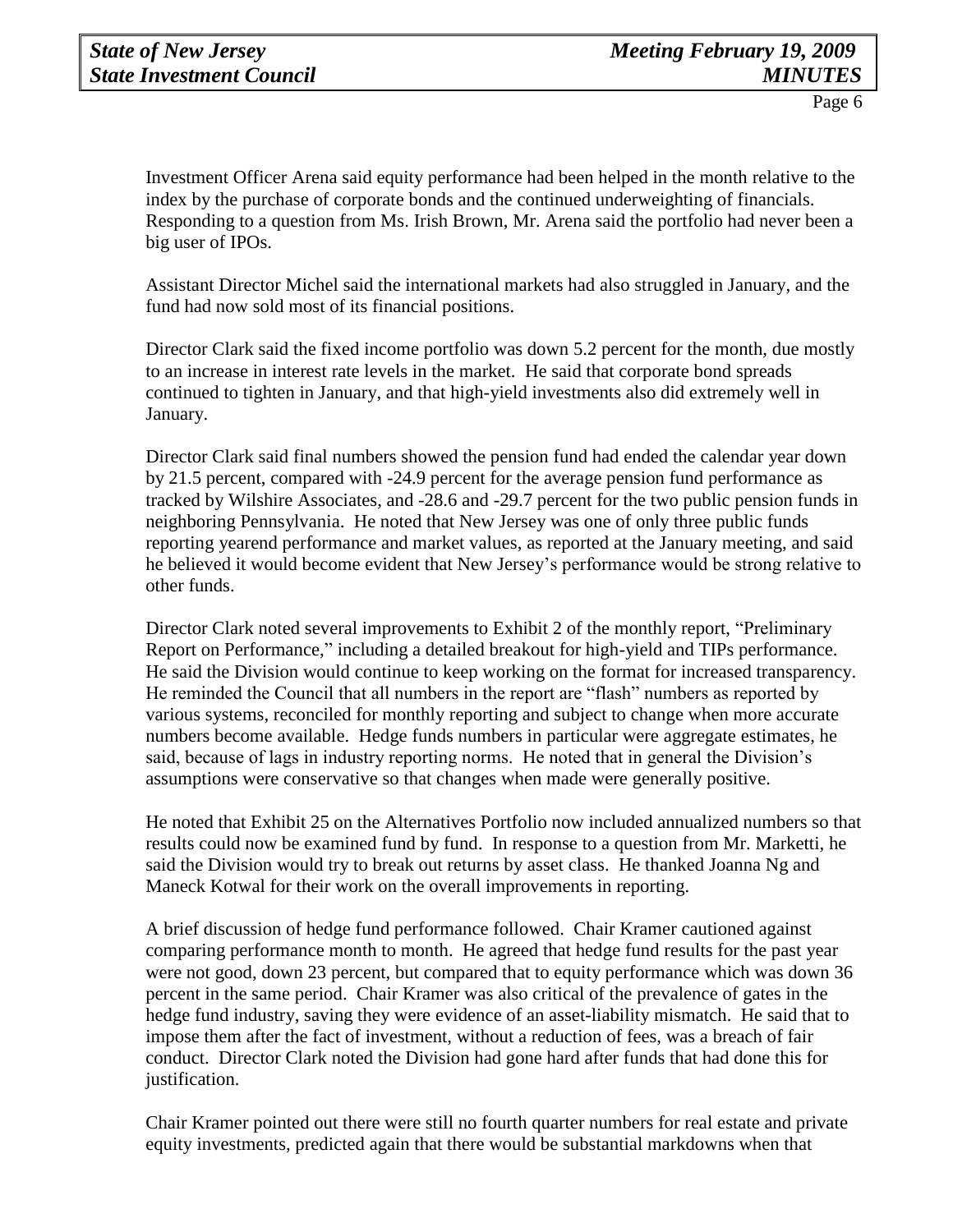Investment Officer Arena said equity performance had been helped in the month relative to the index by the purchase of corporate bonds and the continued underweighting of financials. Responding to a question from Ms. Irish Brown, Mr. Arena said the portfolio had never been a big user of IPOs.

Assistant Director Michel said the international markets had also struggled in January, and the fund had now sold most of its financial positions.

Director Clark said the fixed income portfolio was down 5.2 percent for the month, due mostly to an increase in interest rate levels in the market. He said that corporate bond spreads continued to tighten in January, and that high-yield investments also did extremely well in January.

Director Clark said final numbers showed the pension fund had ended the calendar year down by 21.5 percent, compared with -24.9 percent for the average pension fund performance as tracked by Wilshire Associates, and -28.6 and -29.7 percent for the two public pension funds in neighboring Pennsylvania. He noted that New Jersey was one of only three public funds reporting yearend performance and market values, as reported at the January meeting, and said he believed it would become evident that New Jersey's performance would be strong relative to other funds.

Director Clark noted several improvements to Exhibit 2 of the monthly report, "Preliminary Report on Performance," including a detailed breakout for high-yield and TIPs performance. He said the Division would continue to keep working on the format for increased transparency. He reminded the Council that all numbers in the report are "flash" numbers as reported by various systems, reconciled for monthly reporting and subject to change when more accurate numbers become available. Hedge funds numbers in particular were aggregate estimates, he said, because of lags in industry reporting norms. He noted that in general the Division's assumptions were conservative so that changes when made were generally positive.

He noted that Exhibit 25 on the Alternatives Portfolio now included annualized numbers so that results could now be examined fund by fund. In response to a question from Mr. Marketti, he said the Division would try to break out returns by asset class. He thanked Joanna Ng and Maneck Kotwal for their work on the overall improvements in reporting.

A brief discussion of hedge fund performance followed. Chair Kramer cautioned against comparing performance month to month. He agreed that hedge fund results for the past year were not good, down 23 percent, but compared that to equity performance which was down 36 percent in the same period. Chair Kramer was also critical of the prevalence of gates in the hedge fund industry, saving they were evidence of an asset-liability mismatch. He said that to impose them after the fact of investment, without a reduction of fees, was a breach of fair conduct. Director Clark noted the Division had gone hard after funds that had done this for justification.

Chair Kramer pointed out there were still no fourth quarter numbers for real estate and private equity investments, predicted again that there would be substantial markdowns when that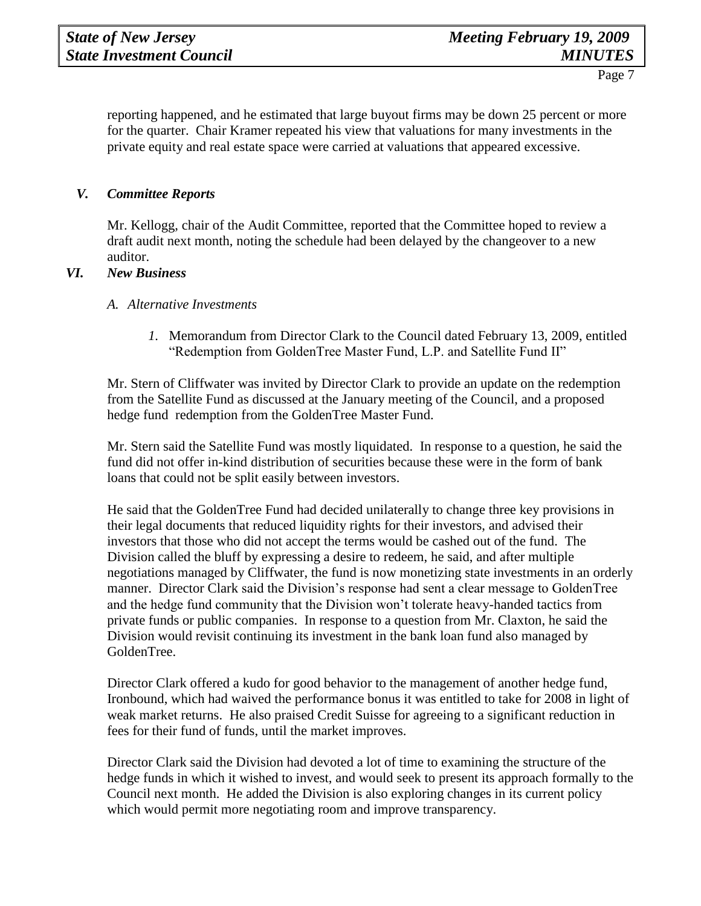reporting happened, and he estimated that large buyout firms may be down 25 percent or more for the quarter. Chair Kramer repeated his view that valuations for many investments in the private equity and real estate space were carried at valuations that appeared excessive.

## *V. Committee Reports*

Mr. Kellogg, chair of the Audit Committee, reported that the Committee hoped to review a draft audit next month, noting the schedule had been delayed by the changeover to a new auditor.

## *VI. New Business*

### *A. Alternative Investments*

1. Memorandum from Director Clark to the Council dated February 13, 2009, entitled "Redemption from GoldenTree Master Fund, L.P. and Satellite Fund II"

Mr. Stern of Cliffwater was invited by Director Clark to provide an update on the redemption from the Satellite Fund as discussed at the January meeting of the Council, and a proposed hedge fund redemption from the GoldenTree Master Fund.

Mr. Stern said the Satellite Fund was mostly liquidated. In response to a question, he said the fund did not offer in-kind distribution of securities because these were in the form of bank loans that could not be split easily between investors.

He said that the GoldenTree Fund had decided unilaterally to change three key provisions in their legal documents that reduced liquidity rights for their investors, and advised their investors that those who did not accept the terms would be cashed out of the fund. The Division called the bluff by expressing a desire to redeem, he said, and after multiple negotiations managed by Cliffwater, the fund is now monetizing state investments in an orderly manner. Director Clark said the Division's response had sent a clear message to GoldenTree and the hedge fund community that the Division won't tolerate heavy-handed tactics from private funds or public companies. In response to a question from Mr. Claxton, he said the Division would revisit continuing its investment in the bank loan fund also managed by GoldenTree.

Director Clark offered a kudo for good behavior to the management of another hedge fund, Ironbound, which had waived the performance bonus it was entitled to take for 2008 in light of weak market returns. He also praised Credit Suisse for agreeing to a significant reduction in fees for their fund of funds, until the market improves.

Director Clark said the Division had devoted a lot of time to examining the structure of the hedge funds in which it wished to invest, and would seek to present its approach formally to the Council next month. He added the Division is also exploring changes in its current policy which would permit more negotiating room and improve transparency.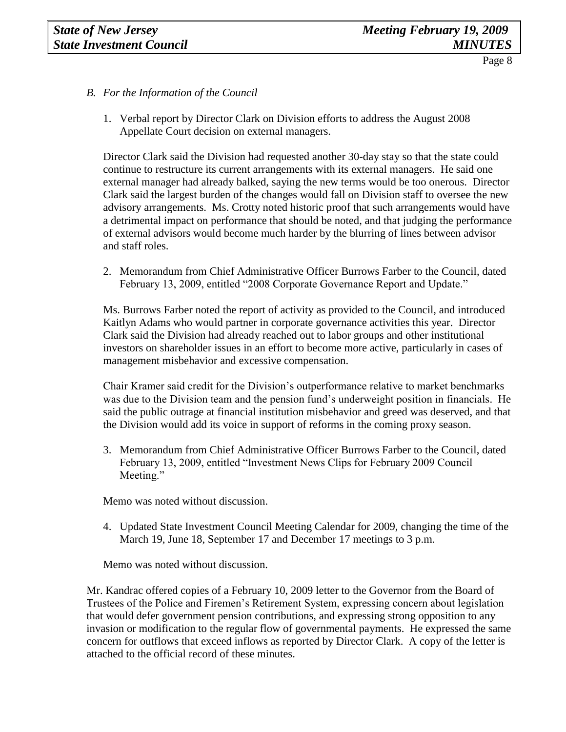*B. For the Information of the Council*

1. Verbal report by Director Clark on Division efforts to address the August 2008 Appellate Court decision on external managers.

Director Clark said the Division had requested another 30-day stay so that the state could continue to restructure its current arrangements with its external managers. He said one external manager had already balked, saying the new terms would be too onerous. Director Clark said the largest burden of the changes would fall on Division staff to oversee the new advisory arrangements. Ms. Crotty noted historic proof that such arrangements would have a detrimental impact on performance that should be noted, and that judging the performance of external advisors would become much harder by the blurring of lines between advisor and staff roles.

2. Memorandum from Chief Administrative Officer Burrows Farber to the Council, dated February 13, 2009, entitled "2008 Corporate Governance Report and Update."

Ms. Burrows Farber noted the report of activity as provided to the Council, and introduced Kaitlyn Adams who would partner in corporate governance activities this year. Director Clark said the Division had already reached out to labor groups and other institutional investors on shareholder issues in an effort to become more active, particularly in cases of management misbehavior and excessive compensation.

Chair Kramer said credit for the Division's outperformance relative to market benchmarks was due to the Division team and the pension fund's underweight position in financials. He said the public outrage at financial institution misbehavior and greed was deserved, and that the Division would add its voice in support of reforms in the coming proxy season.

3. Memorandum from Chief Administrative Officer Burrows Farber to the Council, dated February 13, 2009, entitled "Investment News Clips for February 2009 Council Meeting."

Memo was noted without discussion.

4. Updated State Investment Council Meeting Calendar for 2009, changing the time of the March 19, June 18, September 17 and December 17 meetings to 3 p.m.

Memo was noted without discussion.

Mr. Kandrac offered copies of a February 10, 2009 letter to the Governor from the Board of Trustees of the Police and Firemen's Retirement System, expressing concern about legislation that would defer government pension contributions, and expressing strong opposition to any invasion or modification to the regular flow of governmental payments. He expressed the same concern for outflows that exceed inflows as reported by Director Clark. A copy of the letter is attached to the official record of these minutes.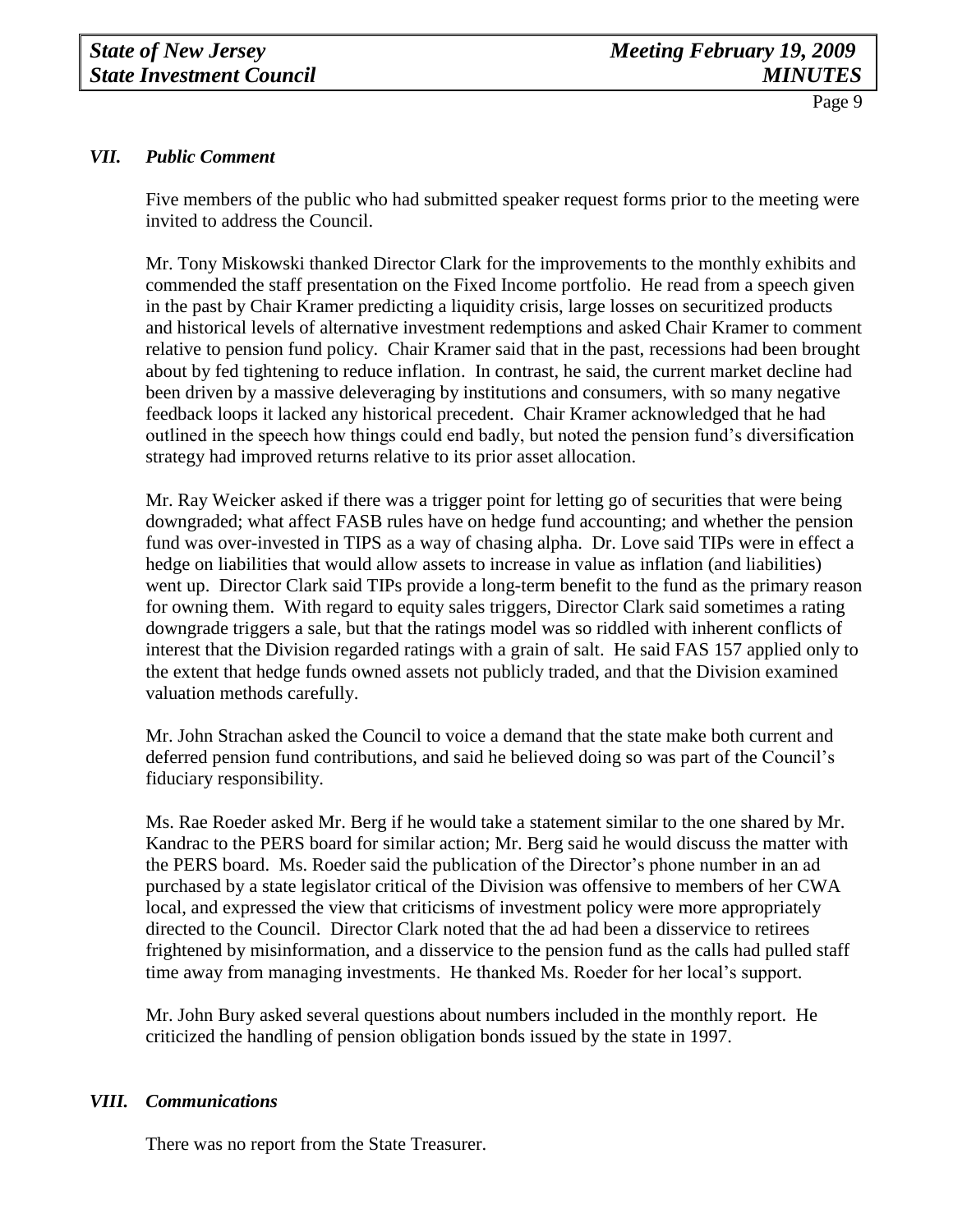## *VII. Public Comment*

Five members of the public who had submitted speaker request forms prior to the meeting were invited to address the Council.

Mr. Tony Miskowski thanked Director Clark for the improvements to the monthly exhibits and commended the staff presentation on the Fixed Income portfolio. He read from a speech given in the past by Chair Kramer predicting a liquidity crisis, large losses on securitized products and historical levels of alternative investment redemptions and asked Chair Kramer to comment relative to pension fund policy. Chair Kramer said that in the past, recessions had been brought about by fed tightening to reduce inflation. In contrast, he said, the current market decline had been driven by a massive deleveraging by institutions and consumers, with so many negative feedback loops it lacked any historical precedent. Chair Kramer acknowledged that he had outlined in the speech how things could end badly, but noted the pension fund's diversification strategy had improved returns relative to its prior asset allocation.

Mr. Ray Weicker asked if there was a trigger point for letting go of securities that were being downgraded; what affect FASB rules have on hedge fund accounting; and whether the pension fund was over-invested in TIPS as a way of chasing alpha. Dr. Love said TIPs were in effect a hedge on liabilities that would allow assets to increase in value as inflation (and liabilities) went up. Director Clark said TIPs provide a long-term benefit to the fund as the primary reason for owning them. With regard to equity sales triggers, Director Clark said sometimes a rating downgrade triggers a sale, but that the ratings model was so riddled with inherent conflicts of interest that the Division regarded ratings with a grain of salt. He said FAS 157 applied only to the extent that hedge funds owned assets not publicly traded, and that the Division examined valuation methods carefully.

Mr. John Strachan asked the Council to voice a demand that the state make both current and deferred pension fund contributions, and said he believed doing so was part of the Council's fiduciary responsibility.

Ms. Rae Roeder asked Mr. Berg if he would take a statement similar to the one shared by Mr. Kandrac to the PERS board for similar action; Mr. Berg said he would discuss the matter with the PERS board. Ms. Roeder said the publication of the Director's phone number in an ad purchased by a state legislator critical of the Division was offensive to members of her CWA local, and expressed the view that criticisms of investment policy were more appropriately directed to the Council. Director Clark noted that the ad had been a disservice to retirees frightened by misinformation, and a disservice to the pension fund as the calls had pulled staff time away from managing investments. He thanked Ms. Roeder for her local's support.

Mr. John Bury asked several questions about numbers included in the monthly report. He criticized the handling of pension obligation bonds issued by the state in 1997.

## *VIII. Communications*

There was no report from the State Treasurer.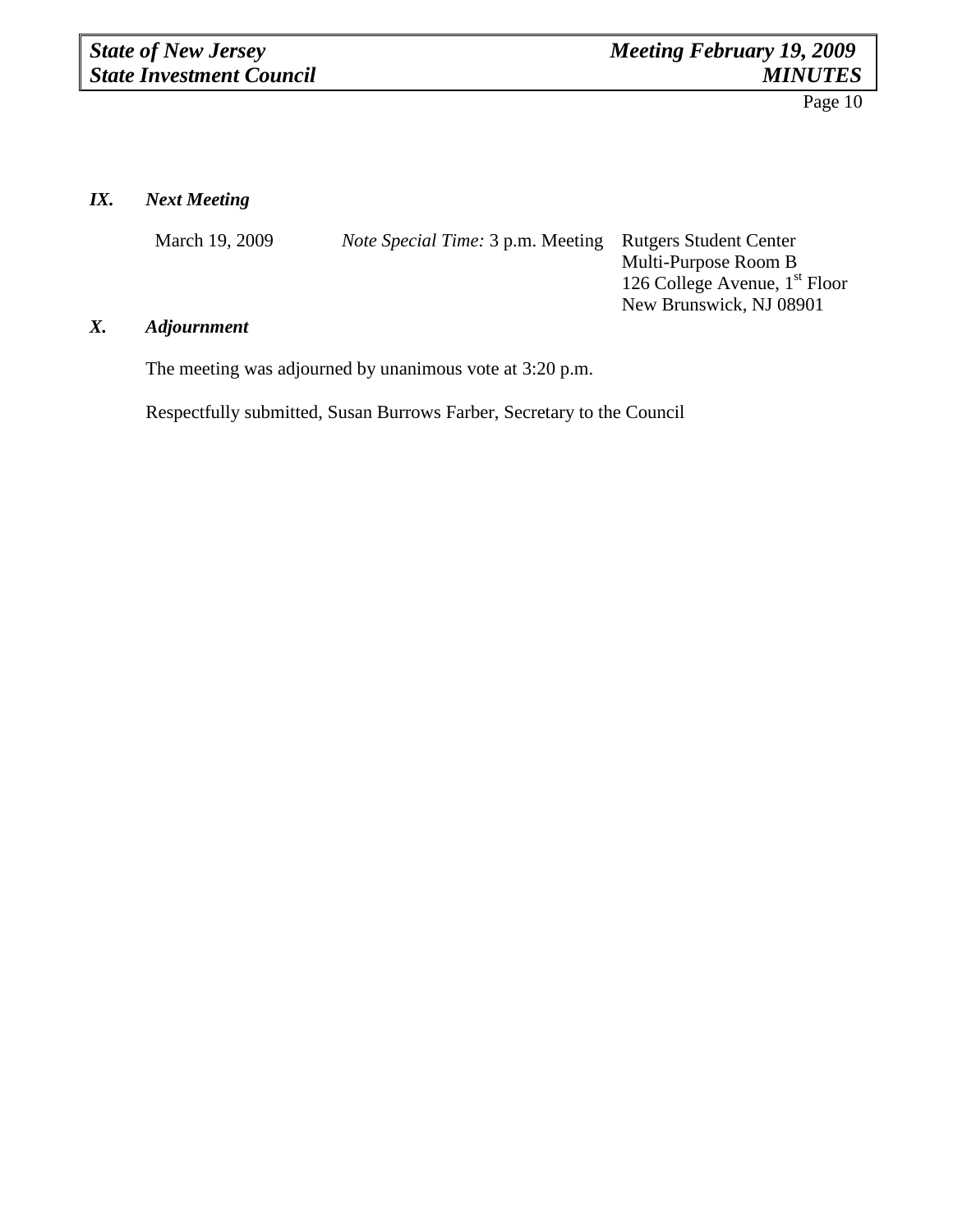## *IX. Next Meeting*

March 19, 2009 *Note Special Time:* 3 p.m. Meeting Rutgers Student Center
Multi-Purpose Room B
126 College Avenue, 1st Floor
New Brunswick, NJ 08901

## *X. Adjournment*

The meeting was adjourned by unanimous vote at 3:20 p.m.

Respectfully submitted, Susan Burrows Farber, Secretary to the Council